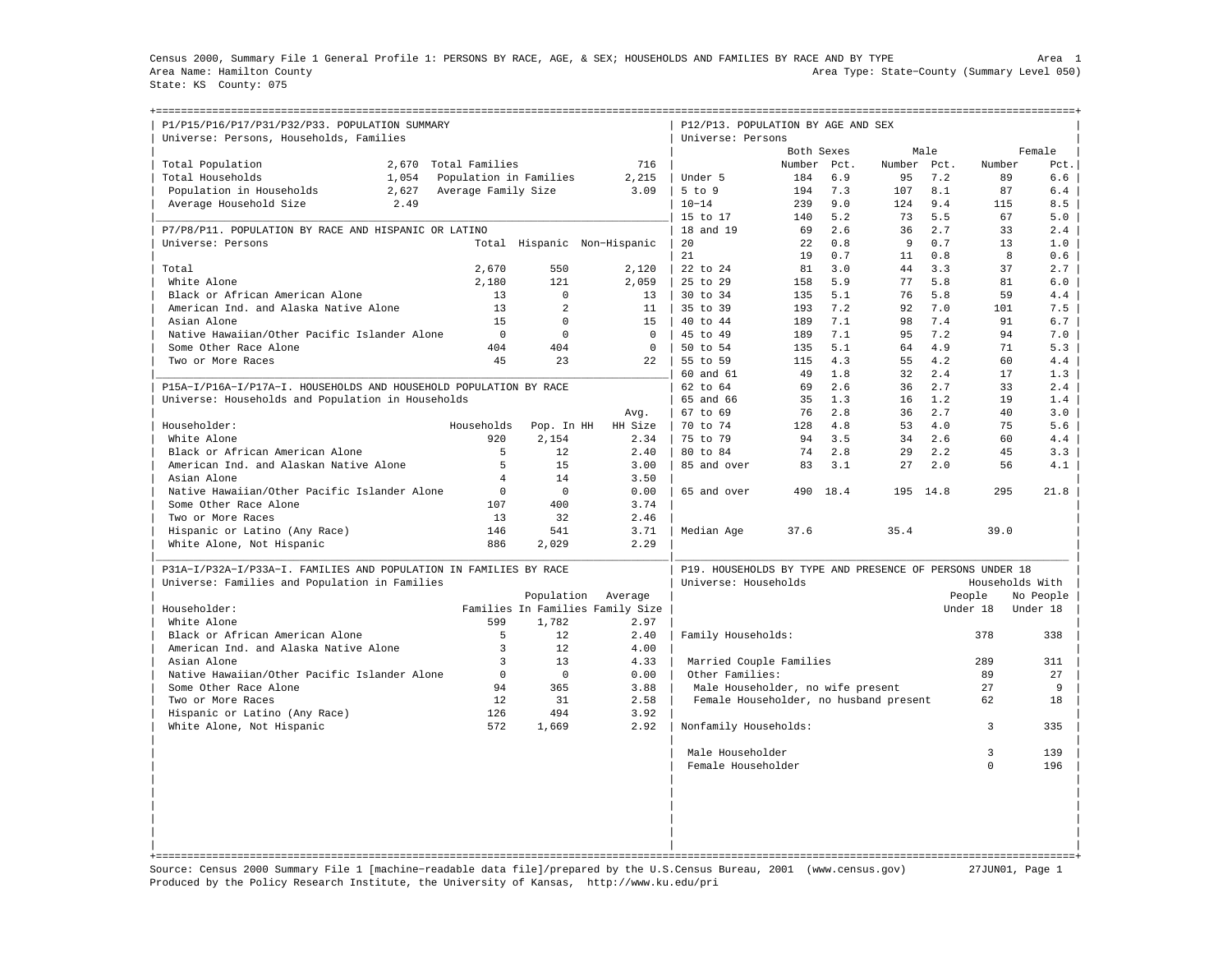Census 2000, Summary File 1 General Profile 1: PERSONS BY RACE, AGE, & SEX; HOUSEHOLDS AND FAMILIES BY RACE AND BY TYPE

Area 1

Area Name: Hamilton County

Area Type: State-County (Summary Level 050)

State: KS County: 075

## P1/P15/P16/P17/P31/P32/P33. POPULATION SUMMARY

Universe: Persons, Households, Families

| | | | |
|---|---|---|---|
| Total Population | 2,670 | Total Families | 716 |
| Total Households | 1,054 | Population in Families | 2,215 |
| Population in Households | 2,627 | Average Family Size | 3.09 |
| Average Household Size | 2.49 | | |

## P7/P8/P11. POPULATION BY RACE AND HISPANIC OR LATINO

Universe: Persons

| | Total | Hispanic | Non-Hispanic |
|---|---|---|---|
| Total | 2,670 | 550 | 2,120 |
| White Alone | 2,180 | 121 | 2,059 |
| Black or African American Alone | 13 | 0 | 13 |
| American Ind. and Alaska Native Alone | 13 | 2 | 11 |
| Asian Alone | 15 | 0 | 15 |
| Native Hawaiian/Other Pacific Islander Alone | 0 | 0 | 0 |
| Some Other Race Alone | 404 | 404 | 0 |
| Two or More Races | 45 | 23 | 22 |

## P15A-I/P16A-I/P17A-I. HOUSEHOLDS AND HOUSEHOLD POPULATION BY RACE

Universe: Households and Population in Households

| Householder: | Households | Pop. In HH | Avg. HH Size |
|---|---|---|---|
| White Alone | 920 | 2,154 | 2.34 |
| Black or African American Alone | 5 | 12 | 2.40 |
| American Ind. and Alaskan Native Alone | 5 | 15 | 3.00 |
| Asian Alone | 4 | 14 | 3.50 |
| Native Hawaiian/Other Pacific Islander Alone | 0 | 0 | 0.00 |
| Some Other Race Alone | 107 | 400 | 3.74 |
| Two or More Races | 13 | 32 | 2.46 |
| Hispanic or Latino (Any Race) | 146 | 541 | 3.71 |
| White Alone, Not Hispanic | 886 | 2,029 | 2.29 |

## P31A-I/P32A-I/P33A-I. FAMILIES AND POPULATION IN FAMILIES BY RACE

Universe: Families and Population in Families

| Householder: | Families | Population In Families | Average Family Size |
|---|---|---|---|
| White Alone | 599 | 1,782 | 2.97 |
| Black or African American Alone | 5 | 12 | 2.40 |
| American Ind. and Alaska Native Alone | 3 | 12 | 4.00 |
| Asian Alone | 3 | 13 | 4.33 |
| Native Hawaiian/Other Pacific Islander Alone | 0 | 0 | 0.00 |
| Some Other Race Alone | 94 | 365 | 3.88 |
| Two or More Races | 12 | 31 | 2.58 |
| Hispanic or Latino (Any Race) | 126 | 494 | 3.92 |
| White Alone, Not Hispanic | 572 | 1,669 | 2.92 |

## P12/P13. POPULATION BY AGE AND SEX

Universe: Persons

| | Both Sexes | | Male | | Female | |
|---|---|---|---|---|---|---|
| | Number | Pct. | Number | Pct. | Number | Pct. |
| Under 5 | 184 | 6.9 | 95 | 7.2 | 89 | 6.6 |
| 5 to 9 | 194 | 7.3 | 107 | 8.1 | 87 | 6.4 |
| 10-14 | 239 | 9.0 | 124 | 9.4 | 115 | 8.5 |
| 15 to 17 | 140 | 5.2 | 73 | 5.5 | 67 | 5.0 |
| 18 and 19 | 69 | 2.6 | 36 | 2.7 | 33 | 2.4 |
| 20 | 22 | 0.8 | 9 | 0.7 | 13 | 1.0 |
| 21 | 19 | 0.7 | 11 | 0.8 | 8 | 0.6 |
| 22 to 24 | 81 | 3.0 | 44 | 3.3 | 37 | 2.7 |
| 25 to 29 | 158 | 5.9 | 77 | 5.8 | 81 | 6.0 |
| 30 to 34 | 135 | 5.1 | 76 | 5.8 | 59 | 4.4 |
| 35 to 39 | 193 | 7.2 | 92 | 7.0 | 101 | 7.5 |
| 40 to 44 | 189 | 7.1 | 98 | 7.4 | 91 | 6.7 |
| 45 to 49 | 189 | 7.1 | 95 | 7.2 | 94 | 7.0 |
| 50 to 54 | 135 | 5.1 | 64 | 4.9 | 71 | 5.3 |
| 55 to 59 | 115 | 4.3 | 55 | 4.2 | 60 | 4.4 |
| 60 and 61 | 49 | 1.8 | 32 | 2.4 | 17 | 1.3 |
| 62 to 64 | 69 | 2.6 | 36 | 2.7 | 33 | 2.4 |
| 65 and 66 | 35 | 1.3 | 16 | 1.2 | 19 | 1.4 |
| 67 to 69 | 76 | 2.8 | 36 | 2.7 | 40 | 3.0 |
| 70 to 74 | 128 | 4.8 | 53 | 4.0 | 75 | 5.6 |
| 75 to 79 | 94 | 3.5 | 34 | 2.6 | 60 | 4.4 |
| 80 to 84 | 74 | 2.8 | 29 | 2.2 | 45 | 3.3 |
| 85 and over | 83 | 3.1 | 27 | 2.0 | 56 | 4.1 |
| 65 and over | 490 | 18.4 | 195 | 14.8 | 295 | 21.8 |
| Median Age | 37.6 | | 35.4 | | 39.0 | |

## P19. HOUSEHOLDS BY TYPE AND PRESENCE OF PERSONS UNDER 18

Universe: Households

| | Households With People Under 18 | Households With No People Under 18 |
|---|---|---|
| Family Households: | 378 | 338 |
| Married Couple Families | 289 | 311 |
| Other Families: | 89 | 27 |
| Male Householder, no wife present | 27 | 9 |
| Female Householder, no husband present | 62 | 18 |
| Nonfamily Households: | 3 | 335 |
| Male Householder | 3 | 139 |
| Female Householder | 0 | 196 |

Source: Census 2000 Summary File 1 [machine-readable data file]/prepared by the U.S.Census Bureau, 2001 (www.census.gov) 27JUN01, Page 1

Produced by the Policy Research Institute, the University of Kansas, http://www.ku.edu/pri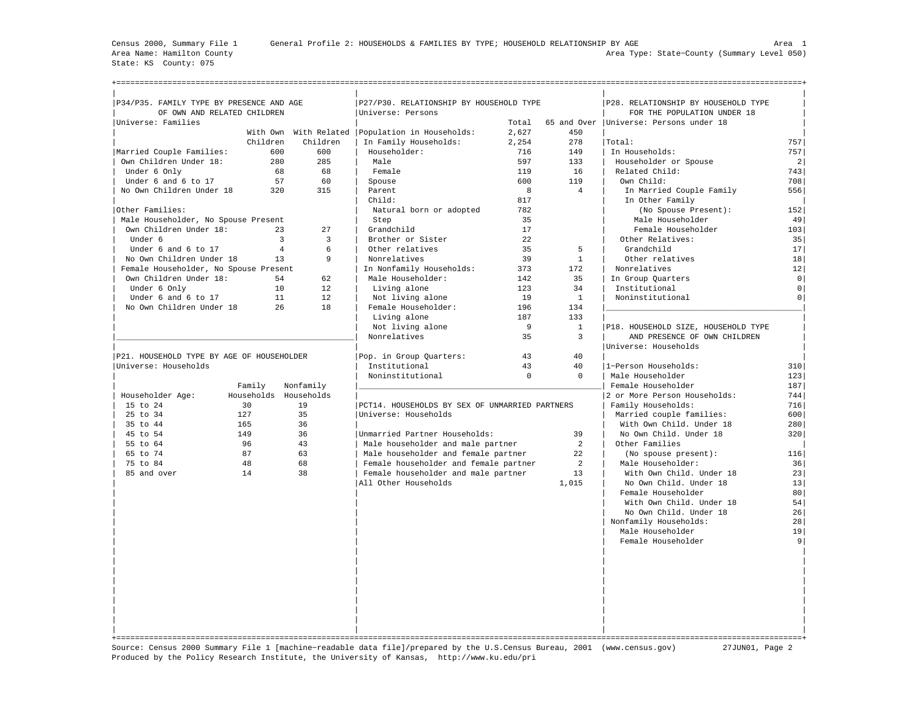Census 2000, Summary File 1 General Profile 2: HOUSEHOLDS & FAMILIES BY TYPE; HOUSEHOLD RELATIONSHIP BY AGE Area 1
Area Name: Hamilton County Area Type: State-County (Summary Level 050)
State: KS County: 075

## P34/P35. FAMILY TYPE BY PRESENCE AND AGE OF OWN AND RELATED CHILDREN

Universe: Families

| | With Own Children | With Related Children |
|---|---|---|
| Married Couple Families: | 600 | 600 |
| Own Children Under 18: | 280 | 285 |
| Under 6 Only | 68 | 68 |
| Under 6 and 6 to 17 | 57 | 60 |
| No Own Children Under 18 | 320 | 315 |
| Other Families: | | |
| Male Householder, No Spouse Present | | |
| Own Children Under 18: | 23 | 27 |
| Under 6 | 3 | 3 |
| Under 6 and 6 to 17 | 4 | 6 |
| No Own Children Under 18 | 13 | 9 |
| Female Householder, No Spouse Present | | |
| Own Children Under 18: | 54 | 62 |
| Under 6 Only | 10 | 12 |
| Under 6 and 6 to 17 | 11 | 12 |
| No Own Children Under 18 | 26 | 18 |

## P21. HOUSEHOLD TYPE BY AGE OF HOUSEHOLDER

Universe: Households

| Householder Age: | Family Households | Nonfamily Households |
|---|---|---|
| 15 to 24 | 30 | 19 |
| 25 to 34 | 127 | 35 |
| 35 to 44 | 165 | 36 |
| 45 to 54 | 149 | 36 |
| 55 to 64 | 96 | 43 |
| 65 to 74 | 87 | 63 |
| 75 to 84 | 48 | 68 |
| 85 and over | 14 | 38 |

## P27/P30. RELATIONSHIP BY HOUSEHOLD TYPE

Universe: Persons

| | Total | 65 and Over |
|---|---|---|
| Population in Households: | 2,627 | 450 |
| In Family Households: | 2,254 | 278 |
| Householder: | 716 | 149 |
| Male | 597 | 133 |
| Female | 119 | 16 |
| Spouse | 600 | 119 |
| Parent | 8 | 4 |
| Child: | 817 | |
| Natural born or adopted | 782 | |
| Step | 35 | |
| Grandchild | 17 | |
| Brother or Sister | 22 | |
| Other relatives | 35 | 5 |
| Nonrelatives | 39 | 1 |
| In Nonfamily Households: | 373 | 172 |
| Male Householder: | 142 | 35 |
| Living alone | 123 | 34 |
| Not living alone | 19 | 1 |
| Female Householder: | 196 | 134 |
| Living alone | 187 | 133 |
| Not living alone | 9 | 1 |
| Nonrelatives | 35 | 3 |
| Pop. in Group Quarters: | 43 | 40 |
| Institutional | 43 | 40 |
| Noninstitutional | 0 | 0 |

## PCT14. HOUSEHOLDS BY SEX OF UNMARRIED PARTNERS

Universe: Households

| | |
|---|---|
| Unmarried Partner Households: | 39 |
| Male householder and male partner | 2 |
| Male householder and female partner | 22 |
| Female householder and female partner | 2 |
| Female householder and male partner | 13 |
| All Other Households | 1,015 |

## P28. RELATIONSHIP BY HOUSEHOLD TYPE FOR THE POPULATION UNDER 18

Universe: Persons under 18

| | |
|---|---|
| Total: | 757 |
| In Households: | 757 |
| Householder or Spouse | 2 |
| Related Child: | 743 |
| Own Child: | 708 |
| In Married Couple Family | 556 |
| In Other Family (No Spouse Present): | 152 |
| Male Householder | 49 |
| Female Householder | 103 |
| Other Relatives: | 35 |
| Grandchild | 17 |
| Other relatives | 18 |
| Nonrelatives | 12 |
| In Group Quarters | 0 |
| Institutional | 0 |
| Noninstitutional | 0 |

## P18. HOUSEHOLD SIZE, HOUSEHOLD TYPE AND PRESENCE OF OWN CHILDREN

Universe: Households

| | |
|---|---|
| 1-Person Households: | 310 |
| Male Householder | 123 |
| Female Householder | 187 |
| 2 or More Person Households: | 744 |
| Family Households: | 716 |
| Married couple families: | 600 |
| With Own Child. Under 18 | 280 |
| No Own Child. Under 18 | 320 |
| Other Families (No spouse present): | 116 |
| Male Householder: | 36 |
| With Own Child. Under 18 | 23 |
| No Own Child. Under 18 | 13 |
| Female Householder | 80 |
| With Own Child. Under 18 | 54 |
| No Own Child. Under 18 | 26 |
| Nonfamily Households: | 28 |
| Male Householder | 19 |
| Female Householder | 9 |

Source: Census 2000 Summary File 1 [machine-readable data file]/prepared by the U.S.Census Bureau, 2001 (www.census.gov) 27JUN01
Produced by the Policy Research Institute, the University of Kansas, http://www.ku.edu/pri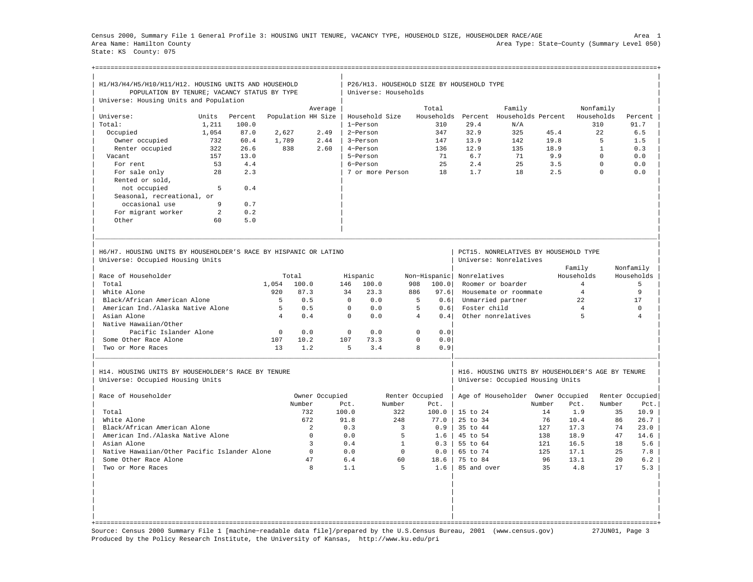Census 2000, Summary File 1 General Profile 3: HOUSING UNIT TENURE, VACANCY TYPE, HOUSEHOLD SIZE, HOUSEHOLDER RACE/AGE

Area 1

Area Name: Hamilton County

Area Type: State-County (Summary Level 050)

State: KS County: 075

## H1/H3/H4/H5/H10/H11/H12. HOUSING UNITS AND HOUSEHOLD POPULATION BY TENURE; VACANCY STATUS BY TYPE

Universe: Housing Units and Population

| Universe: | Units | Percent | Population | Average HH Size |
|---|---|---|---|---|
| Total: | 1,211 | 100.0 | | |
| Occupied | 1,054 | 87.0 | 2,627 | 2.49 |
| Owner occupied | 732 | 60.4 | 1,789 | 2.44 |
| Renter occupied | 322 | 26.6 | 838 | 2.60 |
| Vacant | 157 | 13.0 | | |
| For rent | 53 | 4.4 | | |
| For sale only | 28 | 2.3 | | |
| Rented or sold, not occupied | 5 | 0.4 | | |
| Seasonal, recreational, or occasional use | 9 | 0.7 | | |
| For migrant worker | 2 | 0.2 | | |
| Other | 60 | 5.0 | | |

## P26/H13. HOUSEHOLD SIZE BY HOUSEHOLD TYPE

Universe: Households

| Household Size | Total Households | Percent | Family Households | Percent | Nonfamily Households | Percent |
|---|---|---|---|---|---|---|
| 1-Person | 310 | 29.4 | N/A | | 310 | 91.7 |
| 2-Person | 347 | 32.9 | 325 | 45.4 | 22 | 6.5 |
| 3-Person | 147 | 13.9 | 142 | 19.8 | 5 | 1.5 |
| 4-Person | 136 | 12.9 | 135 | 18.9 | 1 | 0.3 |
| 5-Person | 71 | 6.7 | 71 | 9.9 | 0 | 0.0 |
| 6-Person | 25 | 2.4 | 25 | 3.5 | 0 | 0.0 |
| 7 or more Person | 18 | 1.7 | 18 | 2.5 | 0 | 0.0 |

## H6/H7. HOUSING UNITS BY HOUSEHOLDER'S RACE BY HISPANIC OR LATINO

Universe: Occupied Housing Units

| Race of Householder | Total | | Hispanic | | Non-Hispanic | |
|---|---|---|---|---|---|---|
| Total | 1,054 | 100.0 | 146 | 100.0 | 908 | 100.0 |
| White Alone | 920 | 87.3 | 34 | 23.3 | 886 | 97.6 |
| Black/African American Alone | 5 | 0.5 | 0 | 0.0 | 5 | 0.6 |
| American Ind./Alaska Native Alone | 5 | 0.5 | 0 | 0.0 | 5 | 0.6 |
| Asian Alone | 4 | 0.4 | 0 | 0.0 | 4 | 0.4 |
| Native Hawaiian/Other Pacific Islander Alone | 0 | 0.0 | 0 | 0.0 | 0 | 0.0 |
| Some Other Race Alone | 107 | 10.2 | 107 | 73.3 | 0 | 0.0 |
| Two or More Races | 13 | 1.2 | 5 | 3.4 | 8 | 0.9 |

## PCT15. NONRELATIVES BY HOUSEHOLD TYPE

Universe: Nonrelatives

| Nonrelatives | Family Households | Nonfamily Households |
|---|---|---|
| Roomer or boarder | 4 | 5 |
| Housemate or roommate | 4 | 9 |
| Unmarried partner | 22 | 17 |
| Foster child | 4 | 0 |
| Other nonrelatives | 5 | 4 |

## H14. HOUSING UNITS BY HOUSEHOLDER'S RACE BY TENURE

Universe: Occupied Housing Units

| Race of Householder | Owner Occupied Number | Pct. | Renter Occupied Number | Pct. |
|---|---|---|---|---|
| Total | 732 | 100.0 | 322 | 100.0 |
| White Alone | 672 | 91.8 | 248 | 77.0 |
| Black/African American Alone | 2 | 0.3 | 3 | 0.9 |
| American Ind./Alaska Native Alone | 0 | 0.0 | 5 | 1.6 |
| Asian Alone | 3 | 0.4 | 1 | 0.3 |
| Native Hawaiian/Other Pacific Islander Alone | 0 | 0.0 | 0 | 0.0 |
| Some Other Race Alone | 47 | 6.4 | 60 | 18.6 |
| Two or More Races | 8 | 1.1 | 5 | 1.6 |

## H16. HOUSING UNITS BY HOUSEHOLDER'S AGE BY TENURE

Universe: Occupied Housing Units

| Age of Householder | Owner Occupied Number | Pct. | Renter Occupied Number | Pct. |
|---|---|---|---|---|
| 15 to 24 | 14 | 1.9 | 35 | 10.9 |
| 25 to 34 | 76 | 10.4 | 86 | 26.7 |
| 35 to 44 | 127 | 17.3 | 74 | 23.0 |
| 45 to 54 | 138 | 18.9 | 47 | 14.6 |
| 55 to 64 | 121 | 16.5 | 18 | 5.6 |
| 65 to 74 | 125 | 17.1 | 25 | 7.8 |
| 75 to 84 | 96 | 13.1 | 20 | 6.2 |
| 85 and over | 35 | 4.8 | 17 | 5.3 |

Source: Census 2000 Summary File 1 [machine-readable data file]/prepared by the U.S.Census Bureau, 2001 (www.census.gov) 27JUN01, Page 3
Produced by the Policy Research Institute, the University of Kansas, http://www.ku.edu/pri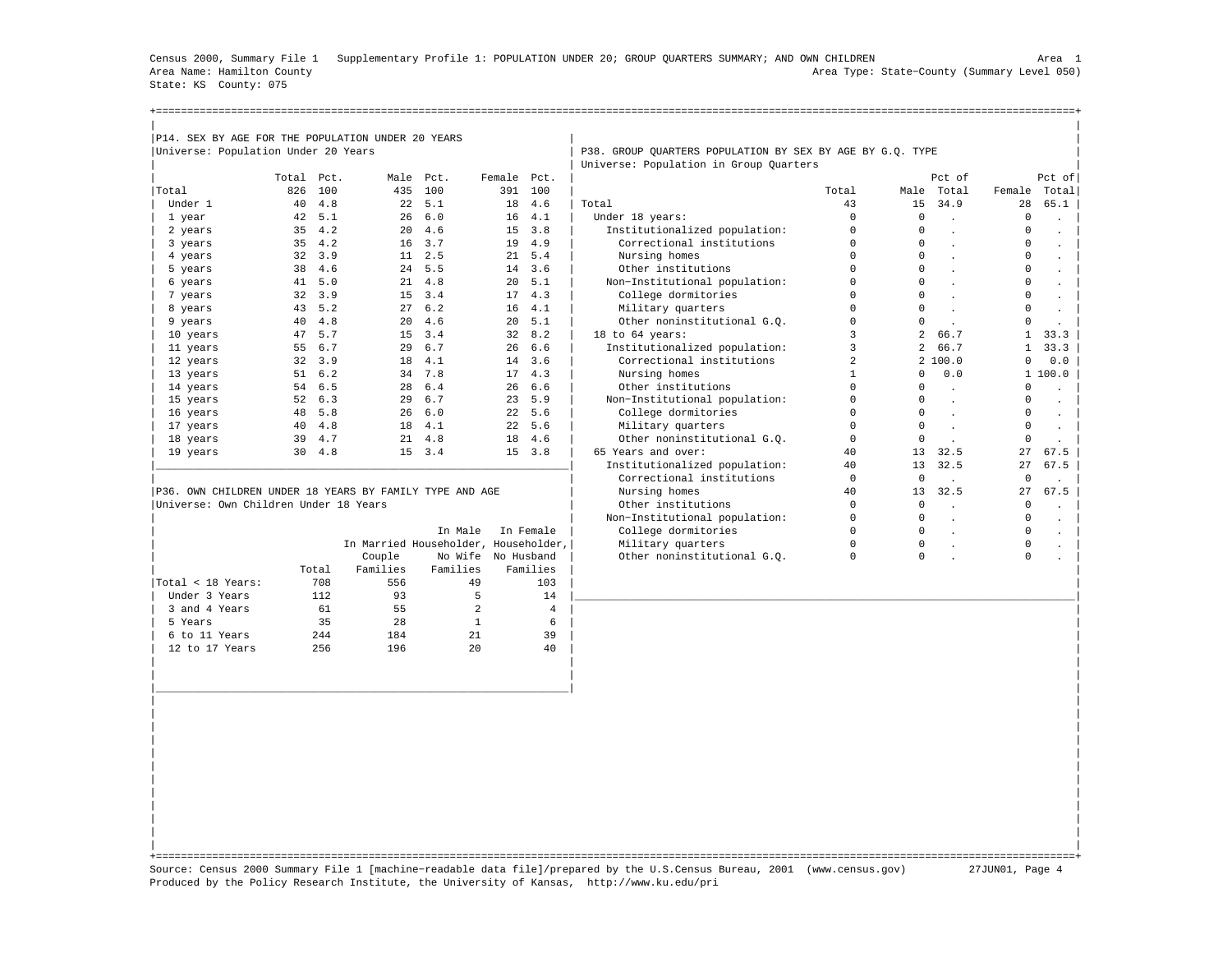Census 2000, Summary File 1 Supplementary Profile 1: POPULATION UNDER 20; GROUP QUARTERS SUMMARY; AND OWN CHILDREN

Area Name: Hamilton County — Area 1

State: KS County: 075 — Area Type: State-County (Summary Level 050)

## P14. SEX BY AGE FOR THE POPULATION UNDER 20 YEARS

Universe: Population Under 20 Years

| | Total | Pct. | Male | Pct. | Female | Pct. |
|---|---|---|---|---|---|---|
| Total | 826 | 100 | 435 | 100 | 391 | 100 |
| Under 1 | 40 | 4.8 | 22 | 5.1 | 18 | 4.6 |
| 1 year | 42 | 5.1 | 26 | 6.0 | 16 | 4.1 |
| 2 years | 35 | 4.2 | 20 | 4.6 | 15 | 3.8 |
| 3 years | 35 | 4.2 | 16 | 3.7 | 19 | 4.9 |
| 4 years | 32 | 3.9 | 11 | 2.5 | 21 | 5.4 |
| 5 years | 38 | 4.6 | 24 | 5.5 | 14 | 3.6 |
| 6 years | 41 | 5.0 | 21 | 4.8 | 20 | 5.1 |
| 7 years | 32 | 3.9 | 15 | 3.4 | 17 | 4.3 |
| 8 years | 43 | 5.2 | 27 | 6.2 | 16 | 4.1 |
| 9 years | 40 | 4.8 | 20 | 4.6 | 20 | 5.1 |
| 10 years | 47 | 5.7 | 15 | 3.4 | 32 | 8.2 |
| 11 years | 55 | 6.7 | 29 | 6.7 | 26 | 6.6 |
| 12 years | 32 | 3.9 | 18 | 4.1 | 14 | 3.6 |
| 13 years | 51 | 6.2 | 34 | 7.8 | 17 | 4.3 |
| 14 years | 54 | 6.5 | 28 | 6.4 | 26 | 6.6 |
| 15 years | 52 | 6.3 | 29 | 6.7 | 23 | 5.9 |
| 16 years | 48 | 5.8 | 26 | 6.0 | 22 | 5.6 |
| 17 years | 40 | 4.8 | 18 | 4.1 | 22 | 5.6 |
| 18 years | 39 | 4.7 | 21 | 4.8 | 18 | 4.6 |
| 19 years | 30 | 4.8 | 15 | 3.4 | 15 | 3.8 |

## P36. OWN CHILDREN UNDER 18 YEARS BY FAMILY TYPE AND AGE

Universe: Own Children Under 18 Years

| | Total | In Married Couple Families | In Male Householder, No Wife Families | In Female Householder, No Husband Families |
|---|---|---|---|---|
| Total < 18 Years: | 708 | 556 | 49 | 103 |
| Under 3 Years | 112 | 93 | 5 | 14 |
| 3 and 4 Years | 61 | 55 | 2 | 4 |
| 5 Years | 35 | 28 | 1 | 6 |
| 6 to 11 Years | 244 | 184 | 21 | 39 |
| 12 to 17 Years | 256 | 196 | 20 | 40 |

## P38. GROUP QUARTERS POPULATION BY SEX BY AGE BY G.Q. TYPE

Universe: Population in Group Quarters

| | Total | Male | Pct of Total | Female | Pct of Total |
|---|---|---|---|---|---|
| Total | 43 | 15 | 34.9 | 28 | 65.1 |
| Under 18 years: | 0 | 0 | . | 0 | . |
| Institutionalized population: | 0 | 0 | . | 0 | . |
| Correctional institutions | 0 | 0 | . | 0 | . |
| Nursing homes | 0 | 0 | . | 0 | . |
| Other institutions | 0 | 0 | . | 0 | . |
| Non-Institutional population: | 0 | 0 | . | 0 | . |
| College dormitories | 0 | 0 | . | 0 | . |
| Military quarters | 0 | 0 | . | 0 | . |
| Other noninstitutional G.Q. | 0 | 0 | . | 0 | . |
| 18 to 64 years: | 3 | 2 | 66.7 | 1 | 33.3 |
| Institutionalized population: | 3 | 2 | 66.7 | 1 | 33.3 |
| Correctional institutions | 2 | 2 | 100.0 | 0 | 0.0 |
| Nursing homes | 1 | 0 | 0.0 | 1 | 100.0 |
| Other institutions | 0 | 0 | . | 0 | . |
| Non-Institutional population: | 0 | 0 | . | 0 | . |
| College dormitories | 0 | 0 | . | 0 | . |
| Military quarters | 0 | 0 | . | 0 | . |
| Other noninstitutional G.Q. | 0 | 0 | . | 0 | . |
| 65 Years and over: | 40 | 13 | 32.5 | 27 | 67.5 |
| Institutionalized population: | 40 | 13 | 32.5 | 27 | 67.5 |
| Correctional institutions | 0 | 0 | . | 0 | . |
| Nursing homes | 40 | 13 | 32.5 | 27 | 67.5 |
| Other institutions | 0 | 0 | . | 0 | . |
| Non-Institutional population: | 0 | 0 | . | 0 | . |
| College dormitories | 0 | 0 | . | 0 | . |
| Military quarters | 0 | 0 | . | 0 | . |
| Other noninstitutional G.Q. | 0 | 0 | . | 0 | . |

Source: Census 2000 Summary File 1 [machine-readable data file]/prepared by the U.S.Census Bureau, 2001 (www.census.gov) 27JUN01

Produced by the Policy Research Institute, the University of Kansas, http://www.ku.edu/pri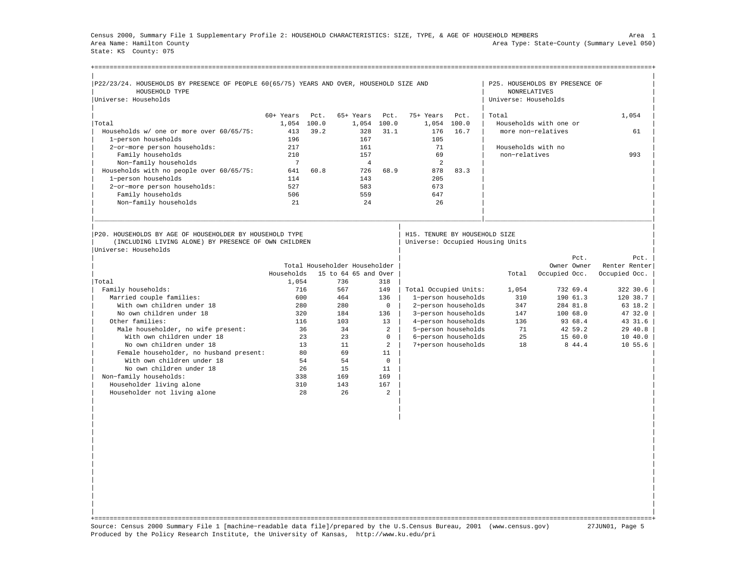Census 2000, Summary File 1 Supplementary Profile 2: HOUSEHOLD CHARACTERISTICS: SIZE, TYPE, & AGE OF HOUSEHOLD MEMBERS

Area Name: Hamilton County
State: KS County: 075

Area Type: State−County (Summary Level 050)

### P22/23/24. HOUSEHOLDS BY PRESENCE OF PEOPLE 60(65/75) YEARS AND OVER, HOUSEHOLD SIZE AND HOUSEHOLD TYPE

Universe: Households

| | 60+ Years | Pct. | 65+ Years | Pct. | 75+ Years | Pct. |
|---|---|---|---|---|---|---|
| Total | 1,054 | 100.0 | 1,054 | 100.0 | 1,054 | 100.0 |
| Households w/ one or more over 60/65/75: | 413 | 39.2 | 328 | 31.1 | 176 | 16.7 |
| 1−person households | 196 | | 167 | | 105 | |
| 2−or−more person households: | 217 | | 161 | | 71 | |
| Family households | 210 | | 157 | | 69 | |
| Non−family households | 7 | | 4 | | 2 | |
| Households with no people over 60/65/75: | 641 | 60.8 | 726 | 68.9 | 878 | 83.3 |
| 1−person households | 114 | | 143 | | 205 | |
| 2−or−more person households: | 527 | | 583 | | 673 | |
| Family households | 506 | | 559 | | 647 | |
| Non−family households | 21 | | 24 | | 26 | |

### P25. HOUSEHOLDS BY PRESENCE OF NONRELATIVES

Universe: Households

| | |
|---|---|
| Total | 1,054 |
| Households with one or more non−relatives | 61 |
| Households with no non−relatives | 993 |

### P20. HOUSEHOLDS BY AGE OF HOUSEHOLDER BY HOUSEHOLD TYPE (INCLUDING LIVING ALONE) BY PRESENCE OF OWN CHILDREN

Universe: Households

| | Total Households | Householder 15 to 64 | Householder 65 and Over |
|---|---|---|---|
| Total | 1,054 | 736 | 318 |
| Family households: | 716 | 567 | 149 |
| Married couple families: | 600 | 464 | 136 |
| With own children under 18 | 280 | 280 | 0 |
| No own children under 18 | 320 | 184 | 136 |
| Other families: | 116 | 103 | 13 |
| Male householder, no wife present: | 36 | 34 | 2 |
| With own children under 18 | 23 | 23 | 0 |
| No own children under 18 | 13 | 11 | 2 |
| Female householder, no husband present: | 80 | 69 | 11 |
| With own children under 18 | 54 | 54 | 0 |
| No own children under 18 | 26 | 15 | 11 |
| Non−family households: | 338 | 169 | 169 |
| Householder living alone | 310 | 143 | 167 |
| Householder not living alone | 28 | 26 | 2 |

### H15. TENURE BY HOUSEHOLD SIZE

Universe: Occupied Housing Units

| | Total | Owner Occupied | Pct. Owner Occ. | Renter Occupied | Pct. Renter Occ. |
|---|---|---|---|---|---|
| Total Occupied Units: | 1,054 | 732 | 69.4 | 322 | 30.6 |
| 1−person households | 310 | 190 | 61.3 | 120 | 38.7 |
| 2−person households | 347 | 284 | 81.8 | 63 | 18.2 |
| 3−person households | 147 | 100 | 68.0 | 47 | 32.0 |
| 4−person households | 136 | 93 | 68.4 | 43 | 31.6 |
| 5−person households | 71 | 42 | 59.2 | 29 | 40.8 |
| 6−person households | 25 | 15 | 60.0 | 10 | 40.0 |
| 7+person households | 18 | 8 | 44.4 | 10 | 55.6 |

Source: Census 2000 Summary File 1 [machine−readable data file]/prepared by the U.S.Census Bureau, 2001 (www.census.gov) 27JUN01
Produced by the Policy Research Institute, the University of Kansas, http://www.ku.edu/pri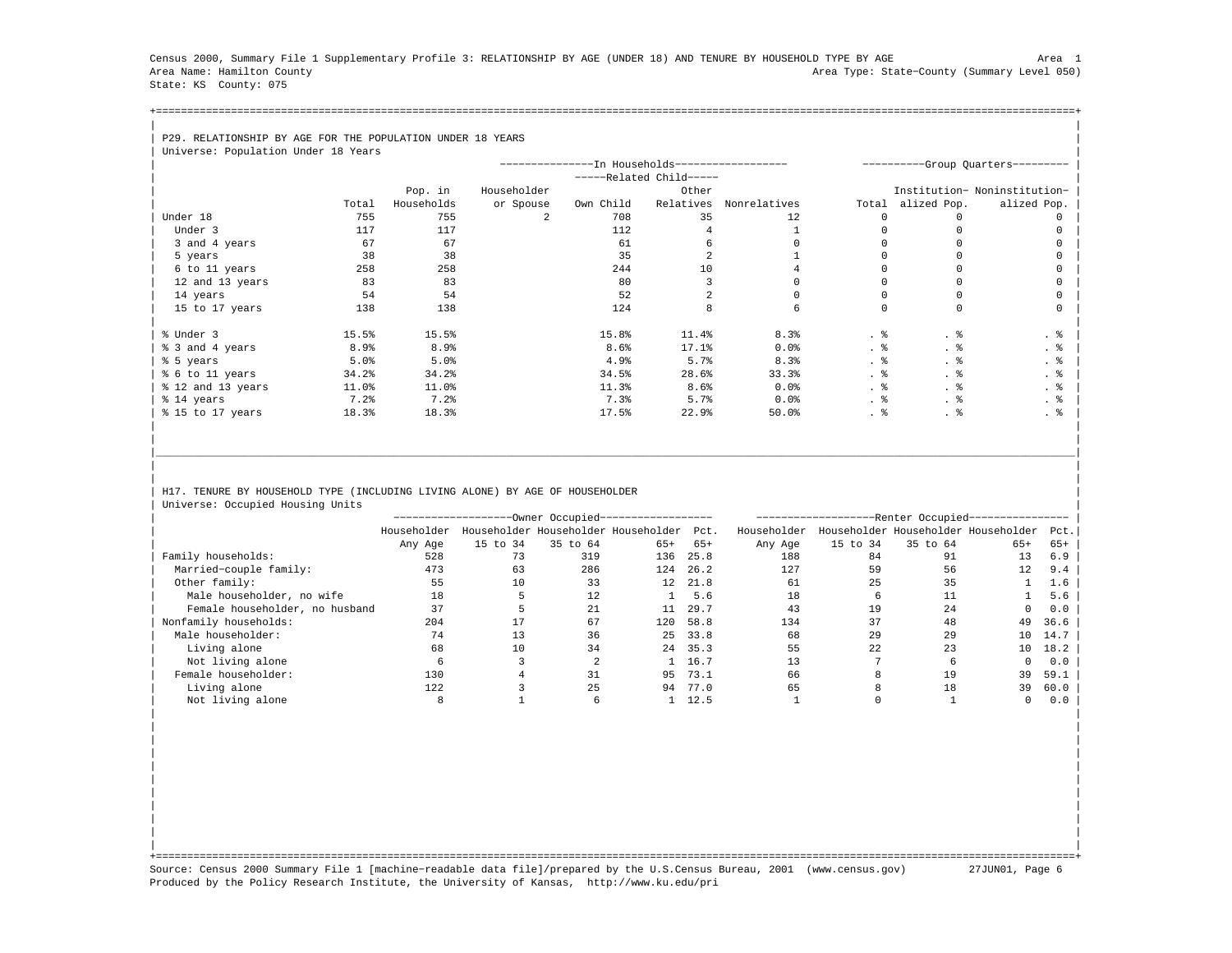Census 2000, Summary File 1 Supplementary Profile 3: RELATIONSHIP BY AGE (UNDER 18) AND TENURE BY HOUSEHOLD TYPE BY AGE

Area 1

Area Name: Hamilton County

Area Type: State-County (Summary Level 050)

State: KS County: 075

## P29. RELATIONSHIP BY AGE FOR THE POPULATION UNDER 18 YEARS

Universe: Population Under 18 Years

| | | In Households | | | | | Group Quarters | | |
|---|---|---|---|---|---|---|---|---|---|
| | | | | Related Child | | | | | |
| | Total | Pop. in Households | Householder or Spouse | Own Child | Other Relatives | Nonrelatives | Total | Institutionalized Pop. | Noninstitutionalized Pop. |
| Under 18 | 755 | 755 | 2 | 708 | 35 | 12 | 0 | 0 | 0 |
| Under 3 | 117 | 117 | | 112 | 4 | 1 | 0 | 0 | 0 |
| 3 and 4 years | 67 | 67 | | 61 | 6 | 0 | 0 | 0 | 0 |
| 5 years | 38 | 38 | | 35 | 2 | 1 | 0 | 0 | 0 |
| 6 to 11 years | 258 | 258 | | 244 | 10 | 4 | 0 | 0 | 0 |
| 12 and 13 years | 83 | 83 | | 80 | 3 | 0 | 0 | 0 | 0 |
| 14 years | 54 | 54 | | 52 | 2 | 0 | 0 | 0 | 0 |
| 15 to 17 years | 138 | 138 | | 124 | 8 | 6 | 0 | 0 | 0 |
| % Under 3 | 15.5% | 15.5% | | 15.8% | 11.4% | 8.3% | . % | . % | . % |
| % 3 and 4 years | 8.9% | 8.9% | | 8.6% | 17.1% | 0.0% | . % | . % | . % |
| % 5 years | 5.0% | 5.0% | | 4.9% | 5.7% | 8.3% | . % | . % | . % |
| % 6 to 11 years | 34.2% | 34.2% | | 34.5% | 28.6% | 33.3% | . % | . % | . % |
| % 12 and 13 years | 11.0% | 11.0% | | 11.3% | 8.6% | 0.0% | . % | . % | . % |
| % 14 years | 7.2% | 7.2% | | 7.3% | 5.7% | 0.0% | . % | . % | . % |
| % 15 to 17 years | 18.3% | 18.3% | | 17.5% | 22.9% | 50.0% | . % | . % | . % |

## H17. TENURE BY HOUSEHOLD TYPE (INCLUDING LIVING ALONE) BY AGE OF HOUSEHOLDER

Universe: Occupied Housing Units

| | Owner Occupied | | | | | Renter Occupied | | | | |
|---|---|---|---|---|---|---|---|---|---|---|
| | Householder Any Age | Householder 15 to 34 | Householder 35 to 64 | Householder 65+ | Pct. 65+ | Householder Any Age | Householder 15 to 34 | Householder 35 to 64 | Householder 65+ | Pct. 65+ |
| Family households: | 528 | 73 | 319 | 136 | 25.8 | 188 | 84 | 91 | 13 | 6.9 |
| Married-couple family: | 473 | 63 | 286 | 124 | 26.2 | 127 | 59 | 56 | 12 | 9.4 |
| Other family: | 55 | 10 | 33 | 12 | 21.8 | 61 | 25 | 35 | 1 | 1.6 |
| Male householder, no wife | 18 | 5 | 12 | 1 | 5.6 | 18 | 6 | 11 | 1 | 5.6 |
| Female householder, no husband | 37 | 5 | 21 | 11 | 29.7 | 43 | 19 | 24 | 0 | 0.0 |
| Nonfamily households: | 204 | 17 | 67 | 120 | 58.8 | 134 | 37 | 48 | 49 | 36.6 |
| Male householder: | 74 | 13 | 36 | 25 | 33.8 | 68 | 29 | 29 | 10 | 14.7 |
| Living alone | 68 | 10 | 34 | 24 | 35.3 | 55 | 22 | 23 | 10 | 18.2 |
| Not living alone | 6 | 3 | 2 | 1 | 16.7 | 13 | 7 | 6 | 0 | 0.0 |
| Female householder: | 130 | 4 | 31 | 95 | 73.1 | 66 | 8 | 19 | 39 | 59.1 |
| Living alone | 122 | 3 | 25 | 94 | 77.0 | 65 | 8 | 18 | 39 | 60.0 |
| Not living alone | 8 | 1 | 6 | 1 | 12.5 | 1 | 0 | 1 | 0 | 0.0 |

Source: Census 2000 Summary File 1 [machine-readable data file]/prepared by the U.S.Census Bureau, 2001 (www.census.gov) 27JUN01

Produced by the Policy Research Institute, the University of Kansas, http://www.ku.edu/pri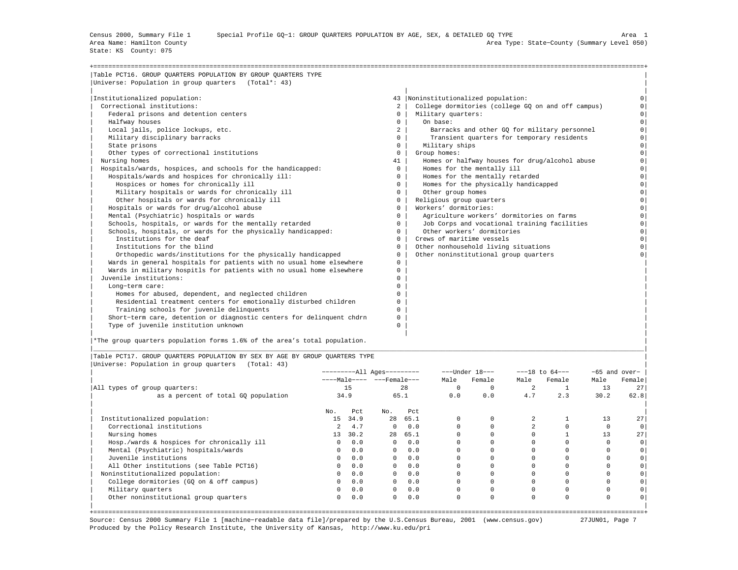Census 2000, Summary File 1 Special Profile GQ-1: GROUP QUARTERS POPULATION BY AGE, SEX, & DETAILED GQ TYPE Area 1
Area Name: Hamilton County Area Type: State-County (Summary Level 050)
State: KS County: 075

## Table PCT16. GROUP QUARTERS POPULATION BY GROUP QUARTERS TYPE

Universe: Population in group quarters (Total*: 43)

| Institutionalized population: | 43 | Noninstitutionalized population: | 0 |
|---|---|---|---|
| Correctional institutions: | 2 | College dormitories (college GQ on and off campus) | 0 |
| Federal prisons and detention centers | 0 | Military quarters: | 0 |
| Halfway houses | 0 | On base: | 0 |
| Local jails, police lockups, etc. | 2 | Barracks and other GQ for military personnel | 0 |
| Military disciplinary barracks | 0 | Transient quarters for temporary residents | 0 |
| State prisons | 0 | Military ships | 0 |
| Other types of correctional institutions | 0 | Group homes: | 0 |
| Nursing homes | 41 | Homes or halfway houses for drug/alcohol abuse | 0 |
| Hospitals/wards, hospices, and schools for the handicapped: | 0 | Homes for the mentally ill | 0 |
| Hospitals/wards and hospices for chronically ill: | 0 | Homes for the mentally retarded | 0 |
| Hospices or homes for chronically ill | 0 | Homes for the physically handicapped | 0 |
| Military hospitals or wards for chronically ill | 0 | Other group homes | 0 |
| Other hospitals or wards for chronically ill | 0 | Religious group quarters | 0 |
| Hospitals or wards for drug/alcohol abuse | 0 | Workers' dormitories: | 0 |
| Mental (Psychiatric) hospitals or wards | 0 | Agriculture workers' dormitories on farms | 0 |
| Schools, hospitals, or wards for the mentally retarded | 0 | Job Corps and vocational training facilities | 0 |
| Schools, hospitals, or wards for the physically handicapped: | 0 | Other workers' dormitories | 0 |
| Institutions for the deaf | 0 | Crews of maritime vessels | 0 |
| Institutions for the blind | 0 | Other nonhousehold living situations | 0 |
| Orthopedic wards/institutions for the physically handicapped | 0 | Other noninstitutional group quarters | 0 |
| Wards in general hospitals for patients with no usual home elsewhere | 0 | | |
| Wards in military hospitls for patients with no usual home elsewhere | 0 | | |
| Juvenile institutions: | 0 | | |
| Long-term care: | 0 | | |
| Homes for abused, dependent, and neglected children | 0 | | |
| Residential treatment centers for emotionally disturbed children | 0 | | |
| Training schools for juvenile delinquents | 0 | | |
| Short-term care, detention or diagnostic centers for delinquent chdrn | 0 | | |
| Type of juvenile institution unknown | 0 | | |

*The group quarters population forms 1.6% of the area's total population.

## Table PCT17. GROUP QUARTERS POPULATION BY SEX BY AGE BY GROUP QUARTERS TYPE

Universe: Population in group quarters (Total: 43)

| | All Ages | | | | Under 18 | | 18 to 64 | | 65 and over | |
|---|---|---|---|---|---|---|---|---|---|---|
| | Male | | Female | | Male | Female | Male | Female | Male | Female |
| All types of group quarters: | 15 | | 28 | | 0 | 0 | 2 | 1 | 13 | 27 |
| as a percent of total GQ population | 34.9 | | 65.1 | | 0.0 | 0.0 | 4.7 | 2.3 | 30.2 | 62.8 |
| | No. | Pct | No. | Pct | | | | | | |
| Institutionalized population: | 15 | 34.9 | 28 | 65.1 | 0 | 0 | 2 | 1 | 13 | 27 |
| Correctional institutions | 2 | 4.7 | 0 | 0.0 | 0 | 0 | 2 | 0 | 0 | 0 |
| Nursing homes | 13 | 30.2 | 28 | 65.1 | 0 | 0 | 0 | 1 | 13 | 27 |
| Hosp./wards & hospices for chronically ill | 0 | 0.0 | 0 | 0.0 | 0 | 0 | 0 | 0 | 0 | 0 |
| Mental (Psychiatric) hospitals/wards | 0 | 0.0 | 0 | 0.0 | 0 | 0 | 0 | 0 | 0 | 0 |
| Juvenile institutions | 0 | 0.0 | 0 | 0.0 | 0 | 0 | 0 | 0 | 0 | 0 |
| All Other institutions (see Table PCT16) | 0 | 0.0 | 0 | 0.0 | 0 | 0 | 0 | 0 | 0 | 0 |
| Noninstitutionalized population: | 0 | 0.0 | 0 | 0.0 | 0 | 0 | 0 | 0 | 0 | 0 |
| College dormitories (GQ on & off campus) | 0 | 0.0 | 0 | 0.0 | 0 | 0 | 0 | 0 | 0 | 0 |
| Military quarters | 0 | 0.0 | 0 | 0.0 | 0 | 0 | 0 | 0 | 0 | 0 |
| Other noninstitutional group quarters | 0 | 0.0 | 0 | 0.0 | 0 | 0 | 0 | 0 | 0 | 0 |

Source: Census 2000 Summary File 1 [machine-readable data file]/prepared by the U.S.Census Bureau, 2001 (www.census.gov) 27JUN01
Produced by the Policy Research Institute, the University of Kansas, http://www.ku.edu/pri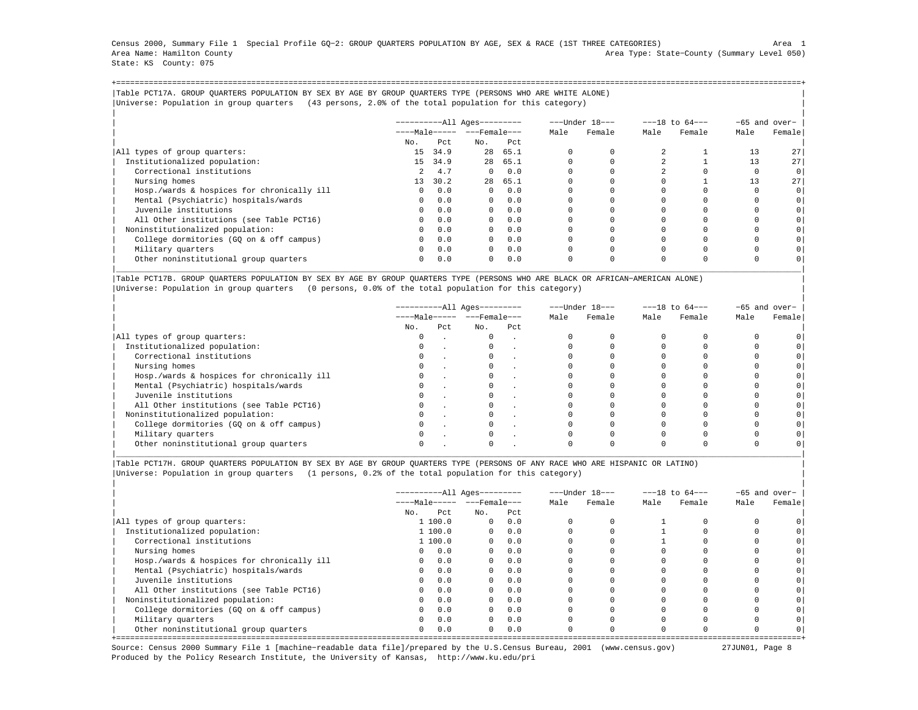Census 2000, Summary File 1 Special Profile GQ−2: GROUP QUARTERS POPULATION BY AGE, SEX & RACE (1ST THREE CATEGORIES) Area 1
Area Name: Hamilton County Area Type: State−County (Summary Level 050)
State: KS County: 075

## Table PCT17A. GROUP QUARTERS POPULATION BY SEX BY AGE BY GROUP QUARTERS TYPE (PERSONS WHO ARE WHITE ALONE)

Universe: Population in group quarters (43 persons, 2.0% of the total population for this category)

| | All Ages | | | | Under 18 | | 18 to 64 | | 65 and over | |
|---|---|---|---|---|---|---|---|---|---|---|
| | Male | | Female | | | | | | | |
| | No. | Pct | No. | Pct | Male | Female | Male | Female | Male | Female |
| All types of group quarters: | 15 | 34.9 | 28 | 65.1 | 0 | 0 | 2 | 1 | 13 | 27 |
| Institutionalized population: | 15 | 34.9 | 28 | 65.1 | 0 | 0 | 2 | 1 | 13 | 27 |
| Correctional institutions | 2 | 4.7 | 0 | 0.0 | 0 | 0 | 2 | 0 | 0 | 0 |
| Nursing homes | 13 | 30.2 | 28 | 65.1 | 0 | 0 | 0 | 1 | 13 | 27 |
| Hosp./wards & hospices for chronically ill | 0 | 0.0 | 0 | 0.0 | 0 | 0 | 0 | 0 | 0 | 0 |
| Mental (Psychiatric) hospitals/wards | 0 | 0.0 | 0 | 0.0 | 0 | 0 | 0 | 0 | 0 | 0 |
| Juvenile institutions | 0 | 0.0 | 0 | 0.0 | 0 | 0 | 0 | 0 | 0 | 0 |
| All Other institutions (see Table PCT16) | 0 | 0.0 | 0 | 0.0 | 0 | 0 | 0 | 0 | 0 | 0 |
| Noninstitutionalized population: | 0 | 0.0 | 0 | 0.0 | 0 | 0 | 0 | 0 | 0 | 0 |
| College dormitories (GQ on & off campus) | 0 | 0.0 | 0 | 0.0 | 0 | 0 | 0 | 0 | 0 | 0 |
| Military quarters | 0 | 0.0 | 0 | 0.0 | 0 | 0 | 0 | 0 | 0 | 0 |
| Other noninstitutional group quarters | 0 | 0.0 | 0 | 0.0 | 0 | 0 | 0 | 0 | 0 | 0 |

## Table PCT17B. GROUP QUARTERS POPULATION BY SEX BY AGE BY GROUP QUARTERS TYPE (PERSONS WHO ARE BLACK OR AFRICAN−AMERICAN ALONE)

Universe: Population in group quarters (0 persons, 0.0% of the total population for this category)

| | All Ages | | | | Under 18 | | 18 to 64 | | 65 and over | |
|---|---|---|---|---|---|---|---|---|---|---|
| | Male | | Female | | | | | | | |
| | No. | Pct | No. | Pct | Male | Female | Male | Female | Male | Female |
| All types of group quarters: | 0 | . | 0 | . | 0 | 0 | 0 | 0 | 0 | 0 |
| Institutionalized population: | 0 | . | 0 | . | 0 | 0 | 0 | 0 | 0 | 0 |
| Correctional institutions | 0 | . | 0 | . | 0 | 0 | 0 | 0 | 0 | 0 |
| Nursing homes | 0 | . | 0 | . | 0 | 0 | 0 | 0 | 0 | 0 |
| Hosp./wards & hospices for chronically ill | 0 | . | 0 | . | 0 | 0 | 0 | 0 | 0 | 0 |
| Mental (Psychiatric) hospitals/wards | 0 | . | 0 | . | 0 | 0 | 0 | 0 | 0 | 0 |
| Juvenile institutions | 0 | . | 0 | . | 0 | 0 | 0 | 0 | 0 | 0 |
| All Other institutions (see Table PCT16) | 0 | . | 0 | . | 0 | 0 | 0 | 0 | 0 | 0 |
| Noninstitutionalized population: | 0 | . | 0 | . | 0 | 0 | 0 | 0 | 0 | 0 |
| College dormitories (GQ on & off campus) | 0 | . | 0 | . | 0 | 0 | 0 | 0 | 0 | 0 |
| Military quarters | 0 | . | 0 | . | 0 | 0 | 0 | 0 | 0 | 0 |
| Other noninstitutional group quarters | 0 | . | 0 | . | 0 | 0 | 0 | 0 | 0 | 0 |

## Table PCT17H. GROUP QUARTERS POPULATION BY SEX BY AGE BY GROUP QUARTERS TYPE (PERSONS OF ANY RACE WHO ARE HISPANIC OR LATINO)

Universe: Population in group quarters (1 persons, 0.2% of the total population for this category)

| | All Ages | | | | Under 18 | | 18 to 64 | | 65 and over | |
|---|---|---|---|---|---|---|---|---|---|---|
| | Male | | Female | | | | | | | |
| | No. | Pct | No. | Pct | Male | Female | Male | Female | Male | Female |
| All types of group quarters: | 1 | 100.0 | 0 | 0.0 | 0 | 0 | 1 | 0 | 0 | 0 |
| Institutionalized population: | 1 | 100.0 | 0 | 0.0 | 0 | 0 | 1 | 0 | 0 | 0 |
| Correctional institutions | 1 | 100.0 | 0 | 0.0 | 0 | 0 | 1 | 0 | 0 | 0 |
| Nursing homes | 0 | 0.0 | 0 | 0.0 | 0 | 0 | 0 | 0 | 0 | 0 |
| Hosp./wards & hospices for chronically ill | 0 | 0.0 | 0 | 0.0 | 0 | 0 | 0 | 0 | 0 | 0 |
| Mental (Psychiatric) hospitals/wards | 0 | 0.0 | 0 | 0.0 | 0 | 0 | 0 | 0 | 0 | 0 |
| Juvenile institutions | 0 | 0.0 | 0 | 0.0 | 0 | 0 | 0 | 0 | 0 | 0 |
| All Other institutions (see Table PCT16) | 0 | 0.0 | 0 | 0.0 | 0 | 0 | 0 | 0 | 0 | 0 |
| Noninstitutionalized population: | 0 | 0.0 | 0 | 0.0 | 0 | 0 | 0 | 0 | 0 | 0 |
| College dormitories (GQ on & off campus) | 0 | 0.0 | 0 | 0.0 | 0 | 0 | 0 | 0 | 0 | 0 |
| Military quarters | 0 | 0.0 | 0 | 0.0 | 0 | 0 | 0 | 0 | 0 | 0 |
| Other noninstitutional group quarters | 0 | 0.0 | 0 | 0.0 | 0 | 0 | 0 | 0 | 0 | 0 |

Source: Census 2000 Summary File 1 [machine−readable data file]/prepared by the U.S.Census Bureau, 2001 (www.census.gov) 27JUN01
Produced by the Policy Research Institute, the University of Kansas, http://www.ku.edu/pri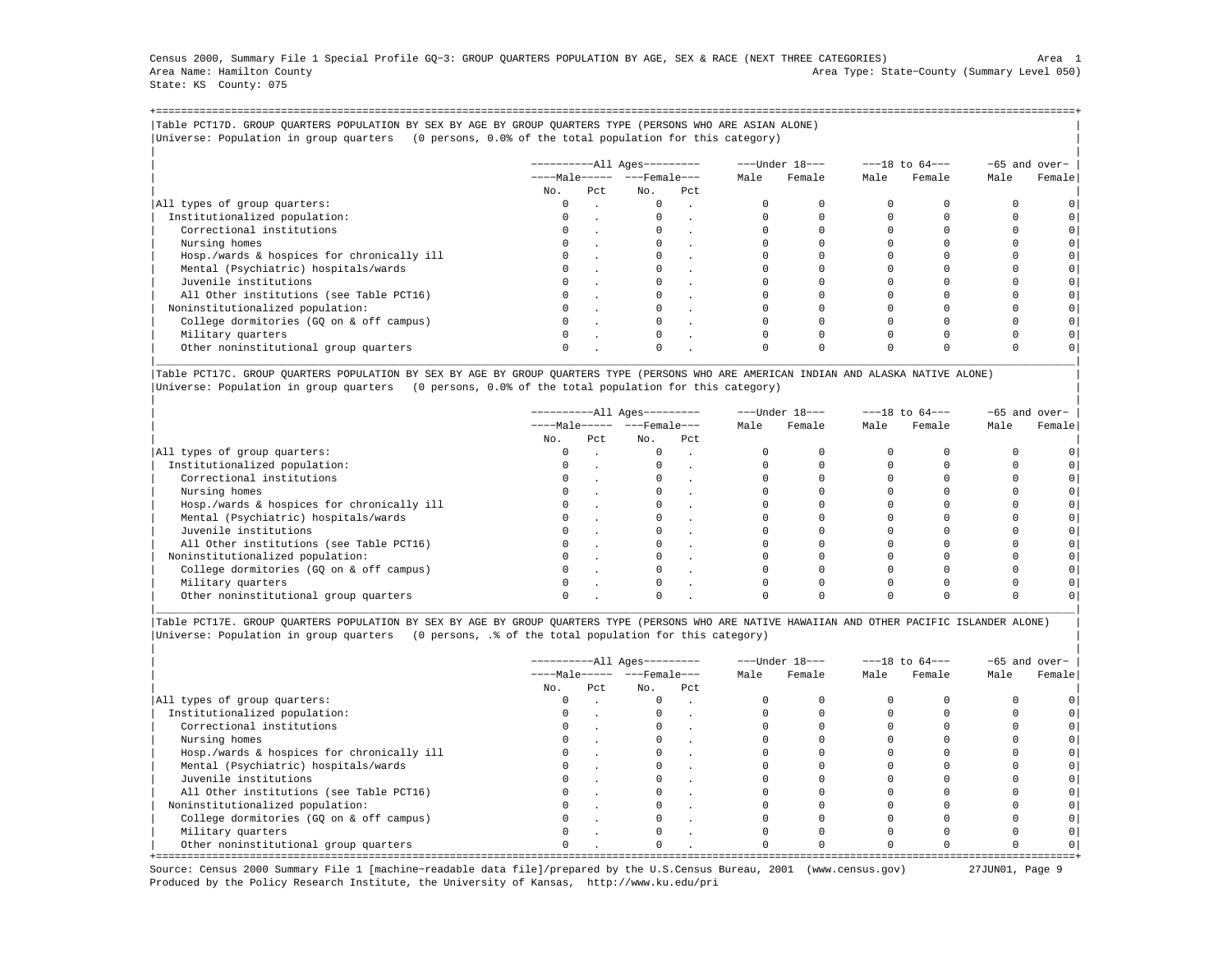Census 2000, Summary File 1 Special Profile GQ-3: GROUP QUARTERS POPULATION BY AGE, SEX & RACE (NEXT THREE CATEGORIES) Area 1
Area Name: Hamilton County Area Type: State-County (Summary Level 050)
State: KS County: 075

Table PCT17D. GROUP QUARTERS POPULATION BY SEX BY AGE BY GROUP QUARTERS TYPE (PERSONS WHO ARE ASIAN ALONE)
Universe: Population in group quarters (0 persons, 0.0% of the total population for this category)

| | All Ages | | | | Under 18 | | 18 to 64 | | 65 and over | |
|---|---|---|---|---|---|---|---|---|---|---|
| | Male | | Female | | Male | Female | Male | Female | Male | Female |
| | No. | Pct | No. | Pct | | | | | | |
| All types of group quarters: | 0 | . | 0 | . | 0 | 0 | 0 | 0 | 0 | 0 |
| Institutionalized population: | 0 | . | 0 | . | 0 | 0 | 0 | 0 | 0 | 0 |
| Correctional institutions | 0 | . | 0 | . | 0 | 0 | 0 | 0 | 0 | 0 |
| Nursing homes | 0 | . | 0 | . | 0 | 0 | 0 | 0 | 0 | 0 |
| Hosp./wards & hospices for chronically ill | 0 | . | 0 | . | 0 | 0 | 0 | 0 | 0 | 0 |
| Mental (Psychiatric) hospitals/wards | 0 | . | 0 | . | 0 | 0 | 0 | 0 | 0 | 0 |
| Juvenile institutions | 0 | . | 0 | . | 0 | 0 | 0 | 0 | 0 | 0 |
| All Other institutions (see Table PCT16) | 0 | . | 0 | . | 0 | 0 | 0 | 0 | 0 | 0 |
| Noninstitutionalized population: | 0 | . | 0 | . | 0 | 0 | 0 | 0 | 0 | 0 |
| College dormitories (GQ on & off campus) | 0 | . | 0 | . | 0 | 0 | 0 | 0 | 0 | 0 |
| Military quarters | 0 | . | 0 | . | 0 | 0 | 0 | 0 | 0 | 0 |
| Other noninstitutional group quarters | 0 | . | 0 | . | 0 | 0 | 0 | 0 | 0 | 0 |

Table PCT17C. GROUP QUARTERS POPULATION BY SEX BY AGE BY GROUP QUARTERS TYPE (PERSONS WHO ARE AMERICAN INDIAN AND ALASKA NATIVE ALONE)
Universe: Population in group quarters (0 persons, 0.0% of the total population for this category)

| | All Ages | | | | Under 18 | | 18 to 64 | | 65 and over | |
|---|---|---|---|---|---|---|---|---|---|---|
| | Male | | Female | | Male | Female | Male | Female | Male | Female |
| | No. | Pct | No. | Pct | | | | | | |
| All types of group quarters: | 0 | . | 0 | . | 0 | 0 | 0 | 0 | 0 | 0 |
| Institutionalized population: | 0 | . | 0 | . | 0 | 0 | 0 | 0 | 0 | 0 |
| Correctional institutions | 0 | . | 0 | . | 0 | 0 | 0 | 0 | 0 | 0 |
| Nursing homes | 0 | . | 0 | . | 0 | 0 | 0 | 0 | 0 | 0 |
| Hosp./wards & hospices for chronically ill | 0 | . | 0 | . | 0 | 0 | 0 | 0 | 0 | 0 |
| Mental (Psychiatric) hospitals/wards | 0 | . | 0 | . | 0 | 0 | 0 | 0 | 0 | 0 |
| Juvenile institutions | 0 | . | 0 | . | 0 | 0 | 0 | 0 | 0 | 0 |
| All Other institutions (see Table PCT16) | 0 | . | 0 | . | 0 | 0 | 0 | 0 | 0 | 0 |
| Noninstitutionalized population: | 0 | . | 0 | . | 0 | 0 | 0 | 0 | 0 | 0 |
| College dormitories (GQ on & off campus) | 0 | . | 0 | . | 0 | 0 | 0 | 0 | 0 | 0 |
| Military quarters | 0 | . | 0 | . | 0 | 0 | 0 | 0 | 0 | 0 |
| Other noninstitutional group quarters | 0 | . | 0 | . | 0 | 0 | 0 | 0 | 0 | 0 |

Table PCT17E. GROUP QUARTERS POPULATION BY SEX BY AGE BY GROUP QUARTERS TYPE (PERSONS WHO ARE NATIVE HAWAIIAN AND OTHER PACIFIC ISLANDER ALONE)
Universe: Population in group quarters (0 persons, .% of the total population for this category)

| | All Ages | | | | Under 18 | | 18 to 64 | | 65 and over | |
|---|---|---|---|---|---|---|---|---|---|---|
| | Male | | Female | | Male | Female | Male | Female | Male | Female |
| | No. | Pct | No. | Pct | | | | | | |
| All types of group quarters: | 0 | . | 0 | . | 0 | 0 | 0 | 0 | 0 | 0 |
| Institutionalized population: | 0 | . | 0 | . | 0 | 0 | 0 | 0 | 0 | 0 |
| Correctional institutions | 0 | . | 0 | . | 0 | 0 | 0 | 0 | 0 | 0 |
| Nursing homes | 0 | . | 0 | . | 0 | 0 | 0 | 0 | 0 | 0 |
| Hosp./wards & hospices for chronically ill | 0 | . | 0 | . | 0 | 0 | 0 | 0 | 0 | 0 |
| Mental (Psychiatric) hospitals/wards | 0 | . | 0 | . | 0 | 0 | 0 | 0 | 0 | 0 |
| Juvenile institutions | 0 | . | 0 | . | 0 | 0 | 0 | 0 | 0 | 0 |
| All Other institutions (see Table PCT16) | 0 | . | 0 | . | 0 | 0 | 0 | 0 | 0 | 0 |
| Noninstitutionalized population: | 0 | . | 0 | . | 0 | 0 | 0 | 0 | 0 | 0 |
| College dormitories (GQ on & off campus) | 0 | . | 0 | . | 0 | 0 | 0 | 0 | 0 | 0 |
| Military quarters | 0 | . | 0 | . | 0 | 0 | 0 | 0 | 0 | 0 |
| Other noninstitutional group quarters | 0 | . | 0 | . | 0 | 0 | 0 | 0 | 0 | 0 |

Source: Census 2000 Summary File 1 [machine-readable data file]/prepared by the U.S.Census Bureau, 2001 (www.census.gov) 27JUN01
Produced by the Policy Research Institute, the University of Kansas, http://www.ku.edu/pri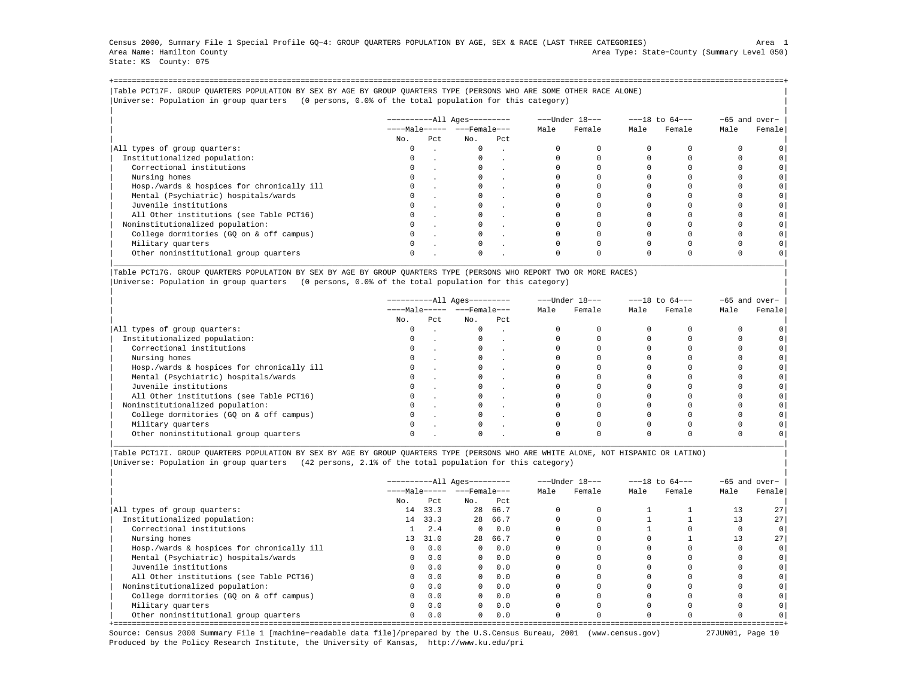Census 2000, Summary File 1 Special Profile GQ-4: GROUP QUARTERS POPULATION BY AGE, SEX & RACE (LAST THREE CATEGORIES) Area 1
Area Name: Hamilton County Area Type: State-County (Summary Level 050)
State: KS County: 075

## Table PCT17F. GROUP QUARTERS POPULATION BY SEX BY AGE BY GROUP QUARTERS TYPE (PERSONS WHO ARE SOME OTHER RACE ALONE)

Universe: Population in group quarters (0 persons, 0.0% of the total population for this category)

| | All Ages | | | | Under 18 | | 18 to 64 | | 65 and over | |
|---|---|---|---|---|---|---|---|---|---|---|
| | Male | | Female | | Male | Female | Male | Female | Male | Female |
| | No. | Pct | No. | Pct | | | | | | |
| All types of group quarters: | 0 | . | 0 | . | 0 | 0 | 0 | 0 | 0 | 0 |
| Institutionalized population: | 0 | . | 0 | . | 0 | 0 | 0 | 0 | 0 | 0 |
| Correctional institutions | 0 | . | 0 | . | 0 | 0 | 0 | 0 | 0 | 0 |
| Nursing homes | 0 | . | 0 | . | 0 | 0 | 0 | 0 | 0 | 0 |
| Hosp./wards & hospices for chronically ill | 0 | . | 0 | . | 0 | 0 | 0 | 0 | 0 | 0 |
| Mental (Psychiatric) hospitals/wards | 0 | . | 0 | . | 0 | 0 | 0 | 0 | 0 | 0 |
| Juvenile institutions | 0 | . | 0 | . | 0 | 0 | 0 | 0 | 0 | 0 |
| All Other institutions (see Table PCT16) | 0 | . | 0 | . | 0 | 0 | 0 | 0 | 0 | 0 |
| Noninstitutionalized population: | 0 | . | 0 | . | 0 | 0 | 0 | 0 | 0 | 0 |
| College dormitories (GQ on & off campus) | 0 | . | 0 | . | 0 | 0 | 0 | 0 | 0 | 0 |
| Military quarters | 0 | . | 0 | . | 0 | 0 | 0 | 0 | 0 | 0 |
| Other noninstitutional group quarters | 0 | . | 0 | . | 0 | 0 | 0 | 0 | 0 | 0 |

## Table PCT17G. GROUP QUARTERS POPULATION BY SEX BY AGE BY GROUP QUARTERS TYPE (PERSONS WHO REPORT TWO OR MORE RACES)

Universe: Population in group quarters (0 persons, 0.0% of the total population for this category)

| | All Ages | | | | Under 18 | | 18 to 64 | | 65 and over | |
|---|---|---|---|---|---|---|---|---|---|---|
| | Male | | Female | | Male | Female | Male | Female | Male | Female |
| | No. | Pct | No. | Pct | | | | | | |
| All types of group quarters: | 0 | . | 0 | . | 0 | 0 | 0 | 0 | 0 | 0 |
| Institutionalized population: | 0 | . | 0 | . | 0 | 0 | 0 | 0 | 0 | 0 |
| Correctional institutions | 0 | . | 0 | . | 0 | 0 | 0 | 0 | 0 | 0 |
| Nursing homes | 0 | . | 0 | . | 0 | 0 | 0 | 0 | 0 | 0 |
| Hosp./wards & hospices for chronically ill | 0 | . | 0 | . | 0 | 0 | 0 | 0 | 0 | 0 |
| Mental (Psychiatric) hospitals/wards | 0 | . | 0 | . | 0 | 0 | 0 | 0 | 0 | 0 |
| Juvenile institutions | 0 | . | 0 | . | 0 | 0 | 0 | 0 | 0 | 0 |
| All Other institutions (see Table PCT16) | 0 | . | 0 | . | 0 | 0 | 0 | 0 | 0 | 0 |
| Noninstitutionalized population: | 0 | . | 0 | . | 0 | 0 | 0 | 0 | 0 | 0 |
| College dormitories (GQ on & off campus) | 0 | . | 0 | . | 0 | 0 | 0 | 0 | 0 | 0 |
| Military quarters | 0 | . | 0 | . | 0 | 0 | 0 | 0 | 0 | 0 |
| Other noninstitutional group quarters | 0 | . | 0 | . | 0 | 0 | 0 | 0 | 0 | 0 |

## Table PCT17I. GROUP QUARTERS POPULATION BY SEX BY AGE BY GROUP QUARTERS TYPE (PERSONS WHO ARE WHITE ALONE, NOT HISPANIC OR LATINO)

Universe: Population in group quarters (42 persons, 2.1% of the total population for this category)

| | All Ages | | | | Under 18 | | 18 to 64 | | 65 and over | |
|---|---|---|---|---|---|---|---|---|---|---|
| | Male | | Female | | Male | Female | Male | Female | Male | Female |
| | No. | Pct | No. | Pct | | | | | | |
| All types of group quarters: | 14 | 33.3 | 28 | 66.7 | 0 | 0 | 1 | 1 | 13 | 27 |
| Institutionalized population: | 14 | 33.3 | 28 | 66.7 | 0 | 0 | 1 | 1 | 13 | 27 |
| Correctional institutions | 1 | 2.4 | 0 | 0.0 | 0 | 0 | 1 | 0 | 0 | 0 |
| Nursing homes | 13 | 31.0 | 28 | 66.7 | 0 | 0 | 0 | 1 | 13 | 27 |
| Hosp./wards & hospices for chronically ill | 0 | 0.0 | 0 | 0.0 | 0 | 0 | 0 | 0 | 0 | 0 |
| Mental (Psychiatric) hospitals/wards | 0 | 0.0 | 0 | 0.0 | 0 | 0 | 0 | 0 | 0 | 0 |
| Juvenile institutions | 0 | 0.0 | 0 | 0.0 | 0 | 0 | 0 | 0 | 0 | 0 |
| All Other institutions (see Table PCT16) | 0 | 0.0 | 0 | 0.0 | 0 | 0 | 0 | 0 | 0 | 0 |
| Noninstitutionalized population: | 0 | 0.0 | 0 | 0.0 | 0 | 0 | 0 | 0 | 0 | 0 |
| College dormitories (GQ on & off campus) | 0 | 0.0 | 0 | 0.0 | 0 | 0 | 0 | 0 | 0 | 0 |
| Military quarters | 0 | 0.0 | 0 | 0.0 | 0 | 0 | 0 | 0 | 0 | 0 |
| Other noninstitutional group quarters | 0 | 0.0 | 0 | 0.0 | 0 | 0 | 0 | 0 | 0 | 0 |

Source: Census 2000 Summary File 1 [machine-readable data file]/prepared by the U.S.Census Bureau, 2001 (www.census.gov) 27JUN01, Page 10
Produced by the Policy Research Institute, the University of Kansas, http://www.ku.edu/pri